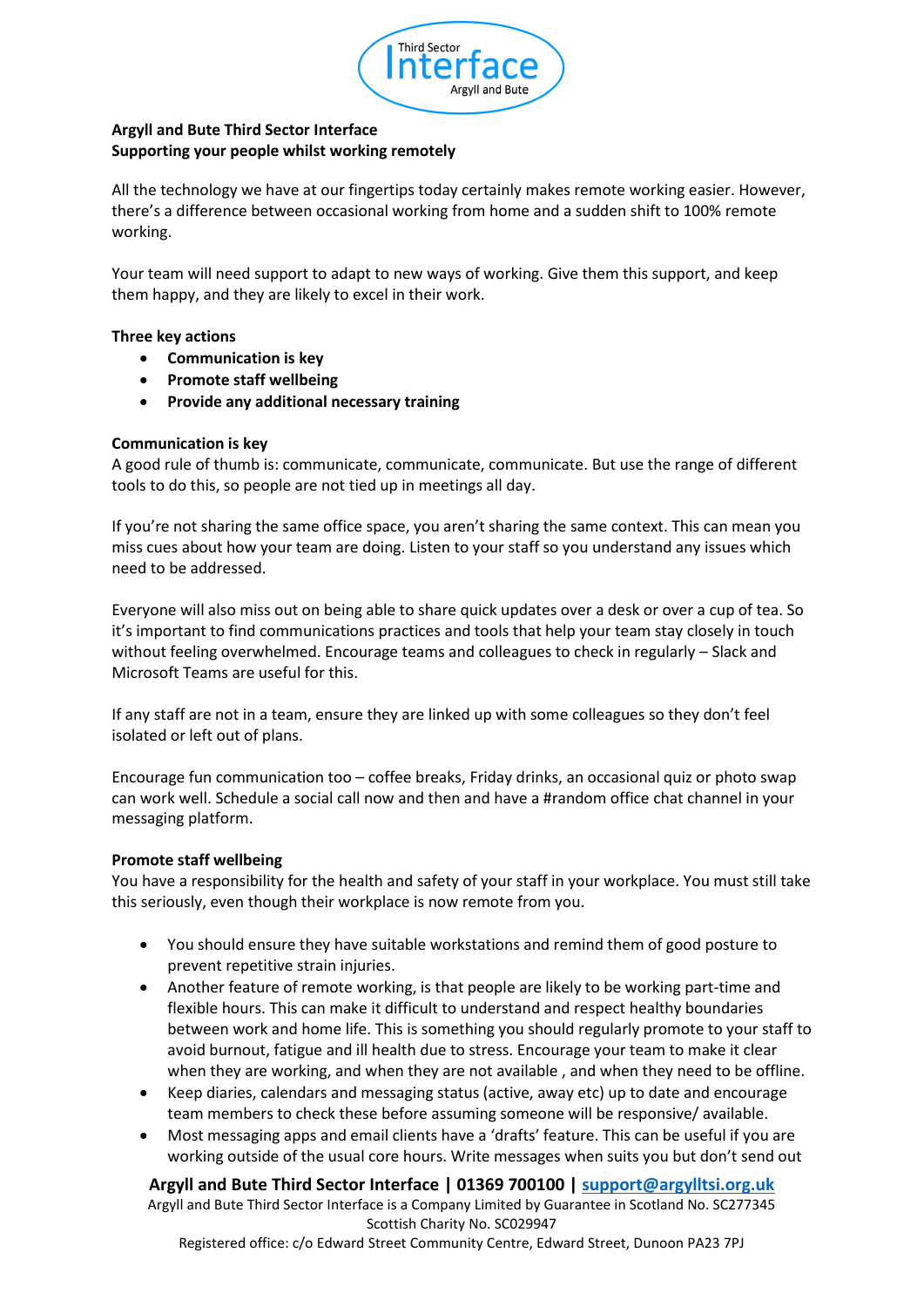**Argyll and Bute Third Sector Interface**
**Supporting your people whilst working remotely**

All the technology we have at our fingertips today certainly makes remote working easier. However, there's a difference between occasional working from home and a sudden shift to 100% remote working.

Your team will need support to adapt to new ways of working. Give them this support, and keep them happy, and they are likely to excel in their work.

**Three key actions**

- **Communication is key**
- **Promote staff wellbeing**
- **Provide any additional necessary training**

**Communication is key**

A good rule of thumb is: communicate, communicate, communicate. But use the range of different tools to do this, so people are not tied up in meetings all day.

If you're not sharing the same office space, you aren't sharing the same context. This can mean you miss cues about how your team are doing. Listen to your staff so you understand any issues which need to be addressed.

Everyone will also miss out on being able to share quick updates over a desk or over a cup of tea. So it's important to find communications practices and tools that help your team stay closely in touch without feeling overwhelmed. Encourage teams and colleagues to check in regularly – Slack and Microsoft Teams are useful for this.

If any staff are not in a team, ensure they are linked up with some colleagues so they don't feel isolated or left out of plans.

Encourage fun communication too – coffee breaks, Friday drinks, an occasional quiz or photo swap can work well. Schedule a social call now and then and have a #random office chat channel in your messaging platform.

**Promote staff wellbeing**

You have a responsibility for the health and safety of your staff in your workplace. You must still take this seriously, even though their workplace is now remote from you.

- You should ensure they have suitable workstations and remind them of good posture to prevent repetitive strain injuries.
- Another feature of remote working, is that people are likely to be working part-time and flexible hours. This can make it difficult to understand and respect healthy boundaries between work and home life. This is something you should regularly promote to your staff to avoid burnout, fatigue and ill health due to stress. Encourage your team to make it clear when they are working, and when they are not available , and when they need to be offline.
- Keep diaries, calendars and messaging status (active, away etc) up to date and encourage team members to check these before assuming someone will be responsive/ available.
- Most messaging apps and email clients have a 'drafts' feature. This can be useful if you are working outside of the usual core hours. Write messages when suits you but don't send out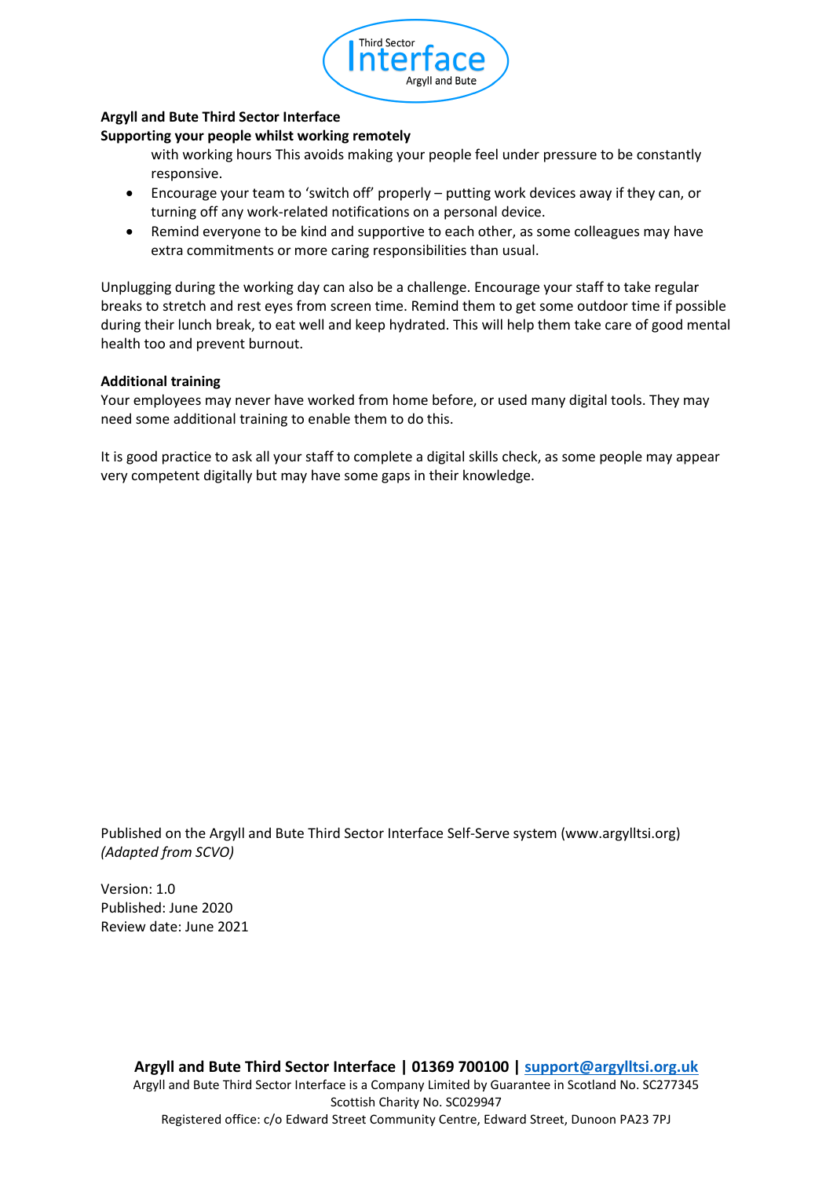with working hours This avoids making your people feel under pressure to be constantly responsive.

- Encourage your team to 'switch off' properly – putting work devices away if they can, or turning off any work-related notifications on a personal device.
- Remind everyone to be kind and supportive to each other, as some colleagues may have extra commitments or more caring responsibilities than usual.

Unplugging during the working day can also be a challenge. Encourage your staff to take regular breaks to stretch and rest eyes from screen time. Remind them to get some outdoor time if possible during their lunch break, to eat well and keep hydrated. This will help them take care of good mental health too and prevent burnout.

**Additional training**

Your employees may never have worked from home before, or used many digital tools. They may need some additional training to enable them to do this.

It is good practice to ask all your staff to complete a digital skills check, as some people may appear very competent digitally but may have some gaps in their knowledge.

Published on the Argyll and Bute Third Sector Interface Self-Serve system (www.argylltsi.org)
*(Adapted from SCVO)*

Version: 1.0
Published: June 2020
Review date: June 2021

**Argyll and Bute Third Sector Interface | 01369 700100 | support@argylltsi.org.uk**
Argyll and Bute Third Sector Interface is a Company Limited by Guarantee in Scotland No. SC277345
Scottish Charity No. SC029947
Registered office: c/o Edward Street Community Centre, Edward Street, Dunoon PA23 7PJ